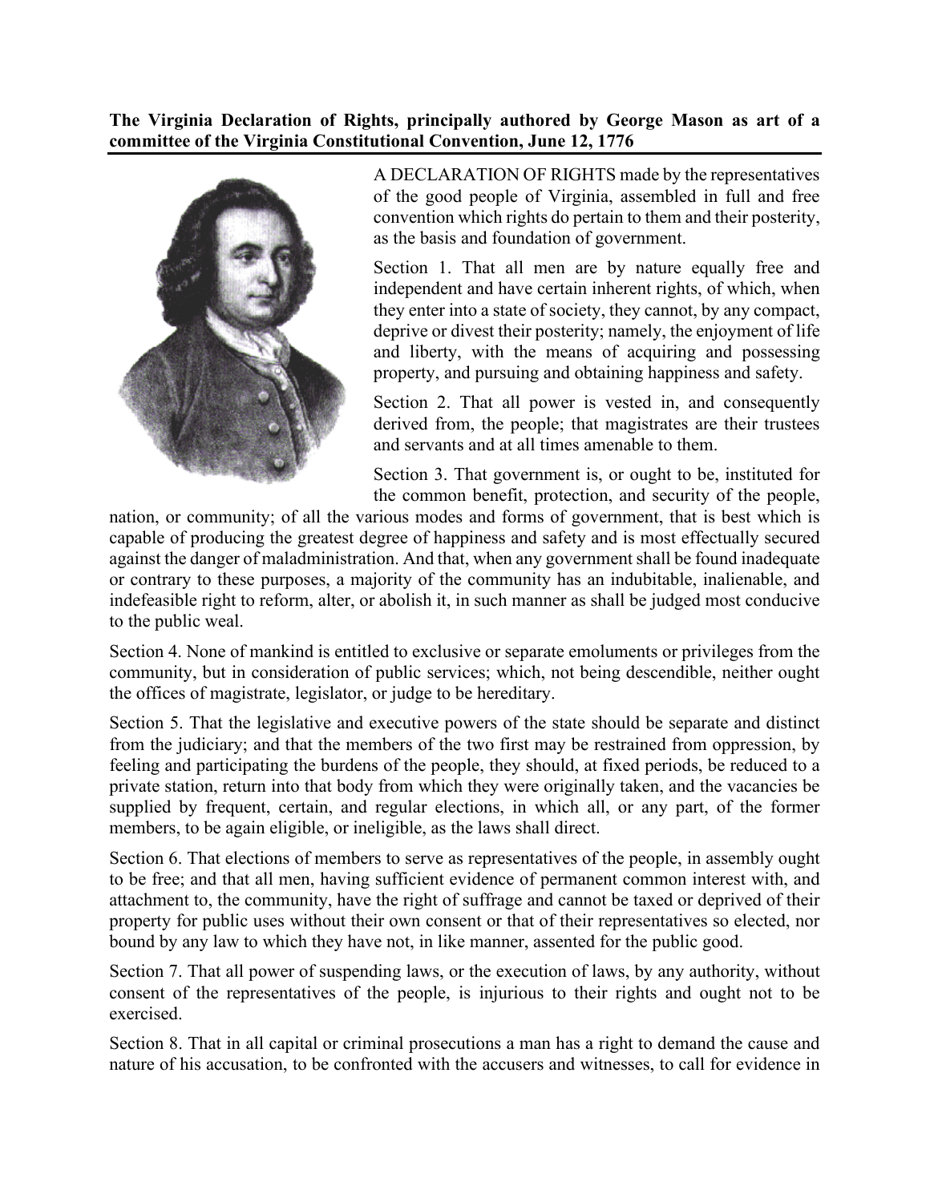**The Virginia Declaration of Rights, principally authored by George Mason as art of a committee of the Virginia Constitutional Convention, June 12, 1776**

A DECLARATION OF RIGHTS made by the representatives of the good people of Virginia, assembled in full and free convention which rights do pertain to them and their posterity, as the basis and foundation of government.

Section 1. That all men are by nature equally free and independent and have certain inherent rights, of which, when they enter into a state of society, they cannot, by any compact, deprive or divest their posterity; namely, the enjoyment of life and liberty, with the means of acquiring and possessing property, and pursuing and obtaining happiness and safety.

Section 2. That all power is vested in, and consequently derived from, the people; that magistrates are their trustees and servants and at all times amenable to them.

Section 3. That government is, or ought to be, instituted for the common benefit, protection, and security of the people, nation, or community; of all the various modes and forms of government, that is best which is capable of producing the greatest degree of happiness and safety and is most effectually secured against the danger of maladministration. And that, when any government shall be found inadequate or contrary to these purposes, a majority of the community has an indubitable, inalienable, and indefeasible right to reform, alter, or abolish it, in such manner as shall be judged most conducive to the public weal.

Section 4. None of mankind is entitled to exclusive or separate emoluments or privileges from the community, but in consideration of public services; which, not being descendible, neither ought the offices of magistrate, legislator, or judge to be hereditary.

Section 5. That the legislative and executive powers of the state should be separate and distinct from the judiciary; and that the members of the two first may be restrained from oppression, by feeling and participating the burdens of the people, they should, at fixed periods, be reduced to a private station, return into that body from which they were originally taken, and the vacancies be supplied by frequent, certain, and regular elections, in which all, or any part, of the former members, to be again eligible, or ineligible, as the laws shall direct.

Section 6. That elections of members to serve as representatives of the people, in assembly ought to be free; and that all men, having sufficient evidence of permanent common interest with, and attachment to, the community, have the right of suffrage and cannot be taxed or deprived of their property for public uses without their own consent or that of their representatives so elected, nor bound by any law to which they have not, in like manner, assented for the public good.

Section 7. That all power of suspending laws, or the execution of laws, by any authority, without consent of the representatives of the people, is injurious to their rights and ought not to be exercised.

Section 8. That in all capital or criminal prosecutions a man has a right to demand the cause and nature of his accusation, to be confronted with the accusers and witnesses, to call for evidence in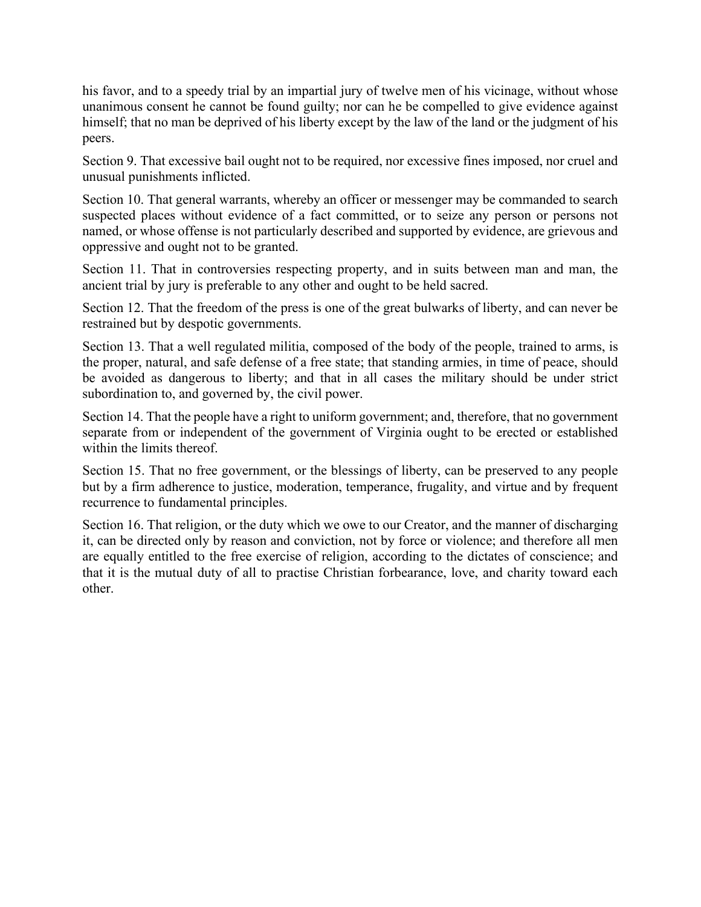his favor, and to a speedy trial by an impartial jury of twelve men of his vicinage, without whose unanimous consent he cannot be found guilty; nor can he be compelled to give evidence against himself; that no man be deprived of his liberty except by the law of the land or the judgment of his peers.

Section 9. That excessive bail ought not to be required, nor excessive fines imposed, nor cruel and unusual punishments inflicted.

Section 10. That general warrants, whereby an officer or messenger may be commanded to search suspected places without evidence of a fact committed, or to seize any person or persons not named, or whose offense is not particularly described and supported by evidence, are grievous and oppressive and ought not to be granted.

Section 11. That in controversies respecting property, and in suits between man and man, the ancient trial by jury is preferable to any other and ought to be held sacred.

Section 12. That the freedom of the press is one of the great bulwarks of liberty, and can never be restrained but by despotic governments.

Section 13. That a well regulated militia, composed of the body of the people, trained to arms, is the proper, natural, and safe defense of a free state; that standing armies, in time of peace, should be avoided as dangerous to liberty; and that in all cases the military should be under strict subordination to, and governed by, the civil power.

Section 14. That the people have a right to uniform government; and, therefore, that no government separate from or independent of the government of Virginia ought to be erected or established within the limits thereof.

Section 15. That no free government, or the blessings of liberty, can be preserved to any people but by a firm adherence to justice, moderation, temperance, frugality, and virtue and by frequent recurrence to fundamental principles.

Section 16. That religion, or the duty which we owe to our Creator, and the manner of discharging it, can be directed only by reason and conviction, not by force or violence; and therefore all men are equally entitled to the free exercise of religion, according to the dictates of conscience; and that it is the mutual duty of all to practise Christian forbearance, love, and charity toward each other.